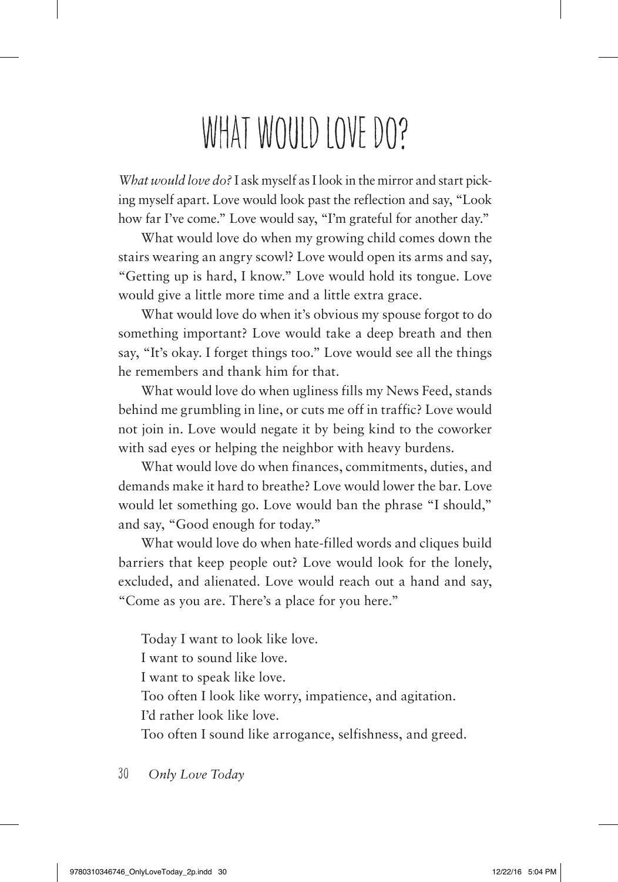# WHAT WOULD LOVE DO?

*What would love do?* I ask myself as I look in the mirror and start picking myself apart. Love would look past the reflection and say, "Look how far I've come." Love would say, "I'm grateful for another day."

What would love do when my growing child comes down the stairs wearing an angry scowl? Love would open its arms and say, "Getting up is hard, I know." Love would hold its tongue. Love would give a little more time and a little extra grace.

What would love do when it's obvious my spouse forgot to do something important? Love would take a deep breath and then say, "It's okay. I forget things too." Love would see all the things he remembers and thank him for that.

What would love do when ugliness fills my News Feed, stands behind me grumbling in line, or cuts me off in traffic? Love would not join in. Love would negate it by being kind to the coworker with sad eyes or helping the neighbor with heavy burdens.

What would love do when finances, commitments, duties, and demands make it hard to breathe? Love would lower the bar. Love would let something go. Love would ban the phrase "I should," and say, "Good enough for today."

What would love do when hate-filled words and cliques build barriers that keep people out? Love would look for the lonely, excluded, and alienated. Love would reach out a hand and say, "Come as you are. There's a place for you here."

Today I want to look like love.
I want to sound like love.
I want to speak like love.
Too often I look like worry, impatience, and agitation.
I'd rather look like love.
Too often I sound like arrogance, selfishness, and greed.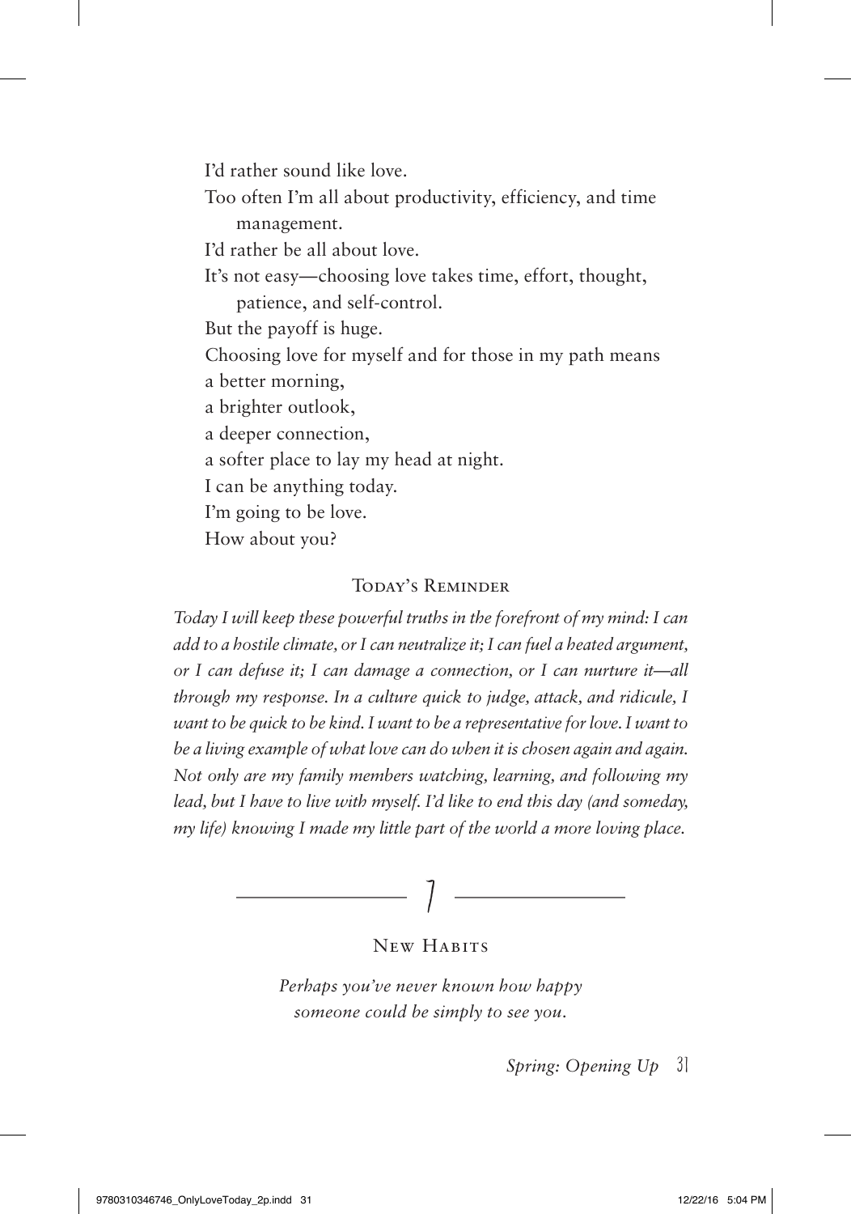I'd rather sound like love.

Too often I'm all about productivity, efficiency, and time management.

I'd rather be all about love.

It's not easy—choosing love takes time, effort, thought, patience, and self-control.

But the payoff is huge.

Choosing love for myself and for those in my path means

a better morning,

a brighter outlook,

a deeper connection,

a softer place to lay my head at night.

I can be anything today.

I'm going to be love.

How about you?

### Today's Reminder

*Today I will keep these powerful truths in the forefront of my mind: I can add to a hostile climate, or I can neutralize it; I can fuel a heated argument, or I can defuse it; I can damage a connection, or I can nurture it—all through my response. In a culture quick to judge, attack, and ridicule, I want to be quick to be kind. I want to be a representative for love. I want to be a living example of what love can do when it is chosen again and again. Not only are my family members watching, learning, and following my lead, but I have to live with myself. I'd like to end this day (and someday, my life) knowing I made my little part of the world a more loving place.*

## 7

## New Habits

*Perhaps you've never known how happy someone could be simply to see you.*